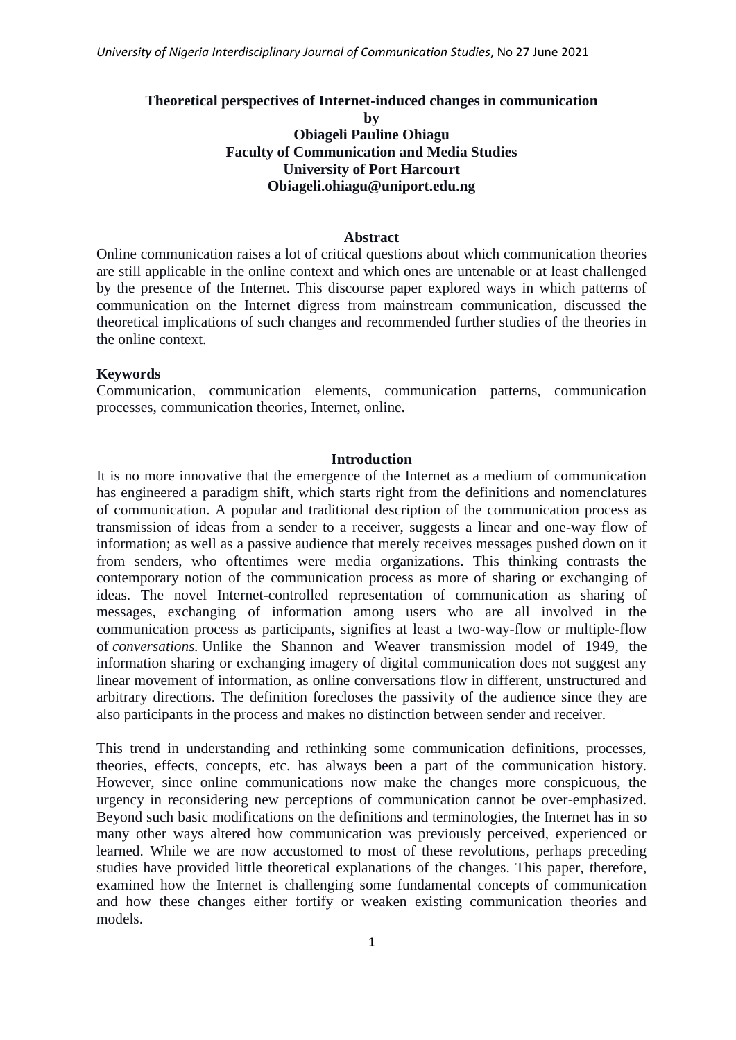# Theoretical perspectives of Internet-induced changes in communication

**by**

**Obiageli Pauline Ohiagu**
**Faculty of Communication and Media Studies**
**University of Port Harcourt**
**Obiageli.ohiagu@uniport.edu.ng**

## Abstract

Online communication raises a lot of critical questions about which communication theories are still applicable in the online context and which ones are untenable or at least challenged by the presence of the Internet. This discourse paper explored ways in which patterns of communication on the Internet digress from mainstream communication, discussed the theoretical implications of such changes and recommended further studies of the theories in the online context.

### Keywords

Communication, communication elements, communication patterns, communication processes, communication theories, Internet, online.

## Introduction

It is no more innovative that the emergence of the Internet as a medium of communication has engineered a paradigm shift, which starts right from the definitions and nomenclatures of communication. A popular and traditional description of the communication process as transmission of ideas from a sender to a receiver, suggests a linear and one-way flow of information; as well as a passive audience that merely receives messages pushed down on it from senders, who oftentimes were media organizations. This thinking contrasts the contemporary notion of the communication process as more of sharing or exchanging of ideas. The novel Internet-controlled representation of communication as sharing of messages, exchanging of information among users who are all involved in the communication process as participants, signifies at least a two-way-flow or multiple-flow of *conversations.* Unlike the Shannon and Weaver transmission model of 1949, the information sharing or exchanging imagery of digital communication does not suggest any linear movement of information, as online conversations flow in different, unstructured and arbitrary directions. The definition forecloses the passivity of the audience since they are also participants in the process and makes no distinction between sender and receiver.

This trend in understanding and rethinking some communication definitions, processes, theories, effects, concepts, etc. has always been a part of the communication history. However, since online communications now make the changes more conspicuous, the urgency in reconsidering new perceptions of communication cannot be over-emphasized. Beyond such basic modifications on the definitions and terminologies, the Internet has in so many other ways altered how communication was previously perceived, experienced or learned. While we are now accustomed to most of these revolutions, perhaps preceding studies have provided little theoretical explanations of the changes. This paper, therefore, examined how the Internet is challenging some fundamental concepts of communication and how these changes either fortify or weaken existing communication theories and models.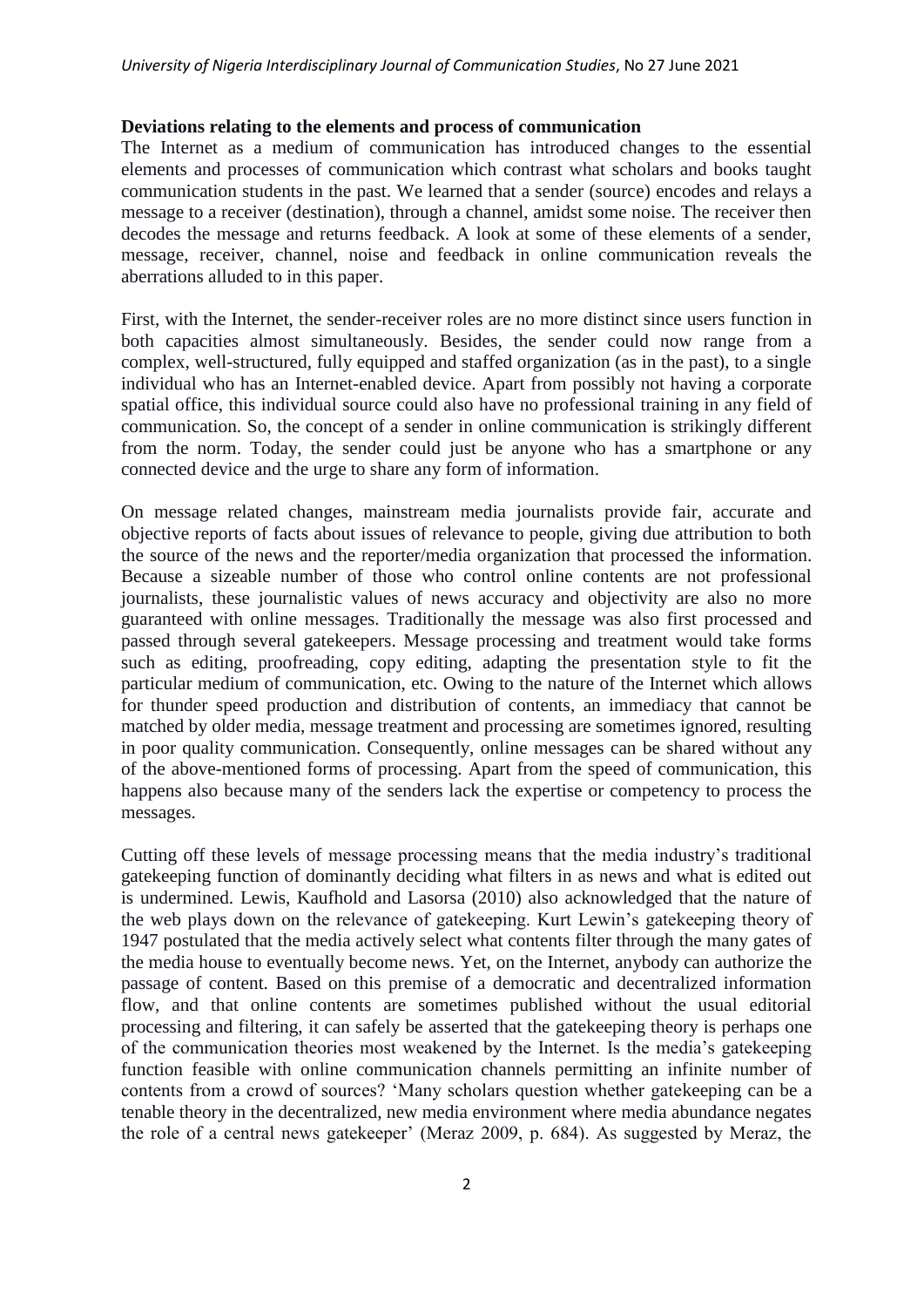**Deviations relating to the elements and process of communication**

The Internet as a medium of communication has introduced changes to the essential elements and processes of communication which contrast what scholars and books taught communication students in the past. We learned that a sender (source) encodes and relays a message to a receiver (destination), through a channel, amidst some noise. The receiver then decodes the message and returns feedback. A look at some of these elements of a sender, message, receiver, channel, noise and feedback in online communication reveals the aberrations alluded to in this paper.

First, with the Internet, the sender-receiver roles are no more distinct since users function in both capacities almost simultaneously. Besides, the sender could now range from a complex, well-structured, fully equipped and staffed organization (as in the past), to a single individual who has an Internet-enabled device. Apart from possibly not having a corporate spatial office, this individual source could also have no professional training in any field of communication. So, the concept of a sender in online communication is strikingly different from the norm. Today, the sender could just be anyone who has a smartphone or any connected device and the urge to share any form of information.

On message related changes, mainstream media journalists provide fair, accurate and objective reports of facts about issues of relevance to people, giving due attribution to both the source of the news and the reporter/media organization that processed the information. Because a sizeable number of those who control online contents are not professional journalists, these journalistic values of news accuracy and objectivity are also no more guaranteed with online messages. Traditionally the message was also first processed and passed through several gatekeepers. Message processing and treatment would take forms such as editing, proofreading, copy editing, adapting the presentation style to fit the particular medium of communication, etc. Owing to the nature of the Internet which allows for thunder speed production and distribution of contents, an immediacy that cannot be matched by older media, message treatment and processing are sometimes ignored, resulting in poor quality communication. Consequently, online messages can be shared without any of the above-mentioned forms of processing. Apart from the speed of communication, this happens also because many of the senders lack the expertise or competency to process the messages.

Cutting off these levels of message processing means that the media industry's traditional gatekeeping function of dominantly deciding what filters in as news and what is edited out is undermined. Lewis, Kaufhold and Lasorsa (2010) also acknowledged that the nature of the web plays down on the relevance of gatekeeping. Kurt Lewin's gatekeeping theory of 1947 postulated that the media actively select what contents filter through the many gates of the media house to eventually become news. Yet, on the Internet, anybody can authorize the passage of content. Based on this premise of a democratic and decentralized information flow, and that online contents are sometimes published without the usual editorial processing and filtering, it can safely be asserted that the gatekeeping theory is perhaps one of the communication theories most weakened by the Internet. Is the media's gatekeeping function feasible with online communication channels permitting an infinite number of contents from a crowd of sources? 'Many scholars question whether gatekeeping can be a tenable theory in the decentralized, new media environment where media abundance negates the role of a central news gatekeeper' (Meraz 2009, p. 684). As suggested by Meraz, the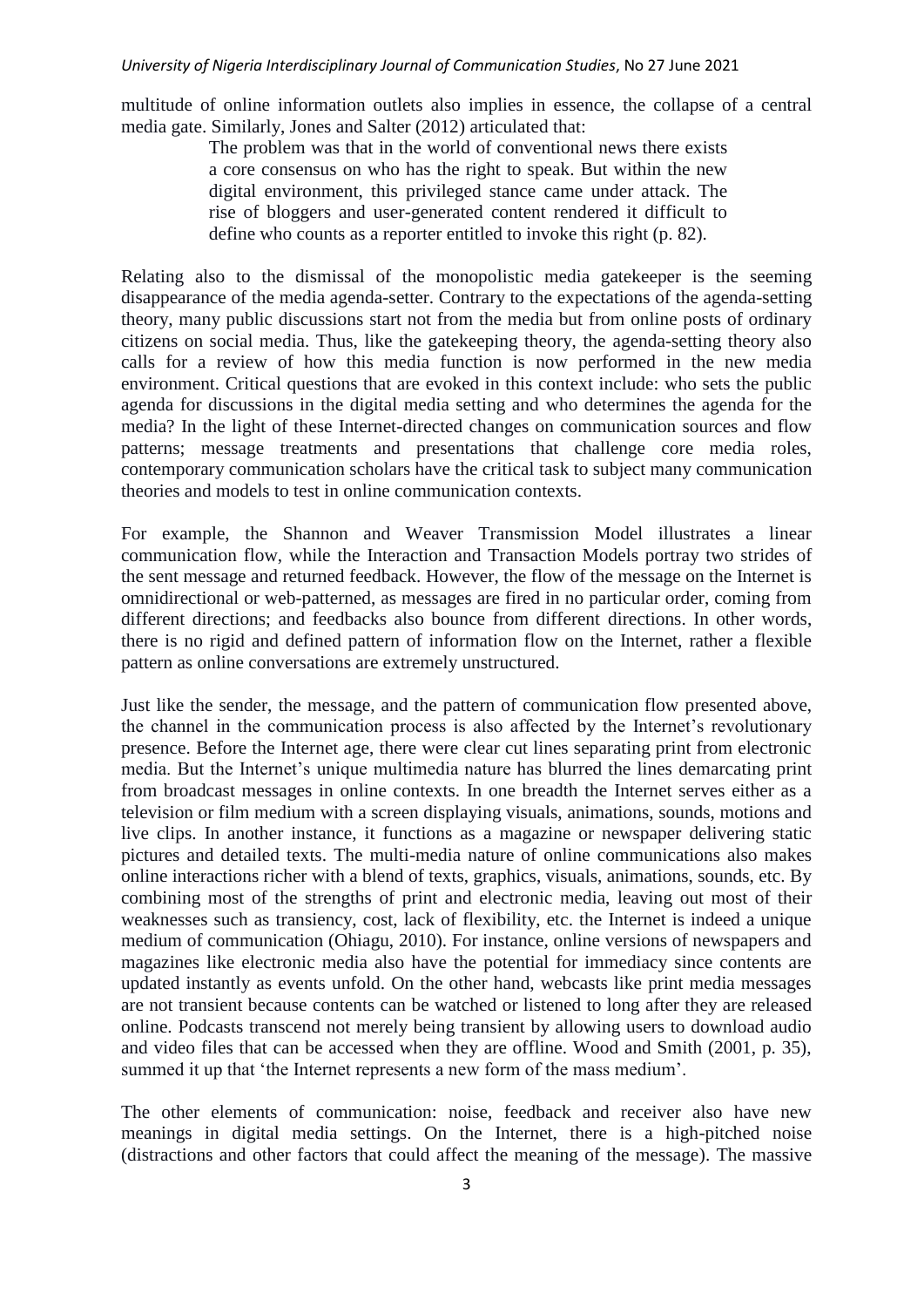multitude of online information outlets also implies in essence, the collapse of a central media gate. Similarly, Jones and Salter (2012) articulated that:

> The problem was that in the world of conventional news there exists a core consensus on who has the right to speak. But within the new digital environment, this privileged stance came under attack. The rise of bloggers and user-generated content rendered it difficult to define who counts as a reporter entitled to invoke this right (p. 82).

Relating also to the dismissal of the monopolistic media gatekeeper is the seeming disappearance of the media agenda-setter. Contrary to the expectations of the agenda-setting theory, many public discussions start not from the media but from online posts of ordinary citizens on social media. Thus, like the gatekeeping theory, the agenda-setting theory also calls for a review of how this media function is now performed in the new media environment. Critical questions that are evoked in this context include: who sets the public agenda for discussions in the digital media setting and who determines the agenda for the media? In the light of these Internet-directed changes on communication sources and flow patterns; message treatments and presentations that challenge core media roles, contemporary communication scholars have the critical task to subject many communication theories and models to test in online communication contexts.

For example, the Shannon and Weaver Transmission Model illustrates a linear communication flow, while the Interaction and Transaction Models portray two strides of the sent message and returned feedback. However, the flow of the message on the Internet is omnidirectional or web-patterned, as messages are fired in no particular order, coming from different directions; and feedbacks also bounce from different directions. In other words, there is no rigid and defined pattern of information flow on the Internet, rather a flexible pattern as online conversations are extremely unstructured.

Just like the sender, the message, and the pattern of communication flow presented above, the channel in the communication process is also affected by the Internet's revolutionary presence. Before the Internet age, there were clear cut lines separating print from electronic media. But the Internet's unique multimedia nature has blurred the lines demarcating print from broadcast messages in online contexts. In one breadth the Internet serves either as a television or film medium with a screen displaying visuals, animations, sounds, motions and live clips. In another instance, it functions as a magazine or newspaper delivering static pictures and detailed texts. The multi-media nature of online communications also makes online interactions richer with a blend of texts, graphics, visuals, animations, sounds, etc. By combining most of the strengths of print and electronic media, leaving out most of their weaknesses such as transiency, cost, lack of flexibility, etc. the Internet is indeed a unique medium of communication (Ohiagu, 2010). For instance, online versions of newspapers and magazines like electronic media also have the potential for immediacy since contents are updated instantly as events unfold. On the other hand, webcasts like print media messages are not transient because contents can be watched or listened to long after they are released online. Podcasts transcend not merely being transient by allowing users to download audio and video files that can be accessed when they are offline. Wood and Smith (2001, p. 35), summed it up that 'the Internet represents a new form of the mass medium'.

The other elements of communication: noise, feedback and receiver also have new meanings in digital media settings. On the Internet, there is a high-pitched noise (distractions and other factors that could affect the meaning of the message). The massive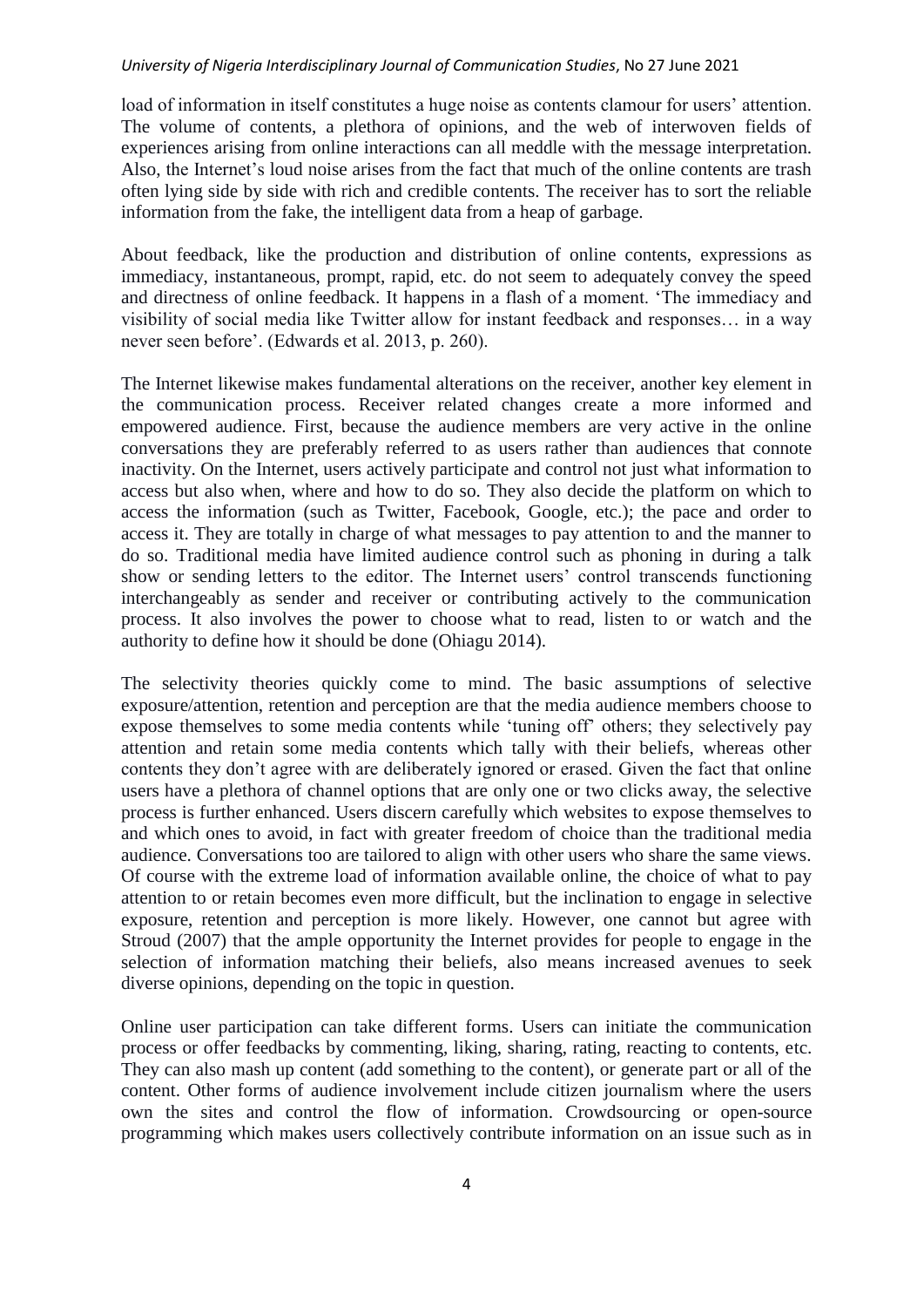load of information in itself constitutes a huge noise as contents clamour for users' attention. The volume of contents, a plethora of opinions, and the web of interwoven fields of experiences arising from online interactions can all meddle with the message interpretation. Also, the Internet's loud noise arises from the fact that much of the online contents are trash often lying side by side with rich and credible contents. The receiver has to sort the reliable information from the fake, the intelligent data from a heap of garbage.

About feedback, like the production and distribution of online contents, expressions as immediacy, instantaneous, prompt, rapid, etc. do not seem to adequately convey the speed and directness of online feedback. It happens in a flash of a moment. 'The immediacy and visibility of social media like Twitter allow for instant feedback and responses… in a way never seen before'. (Edwards et al. 2013, p. 260).

The Internet likewise makes fundamental alterations on the receiver, another key element in the communication process. Receiver related changes create a more informed and empowered audience. First, because the audience members are very active in the online conversations they are preferably referred to as users rather than audiences that connote inactivity. On the Internet, users actively participate and control not just what information to access but also when, where and how to do so. They also decide the platform on which to access the information (such as Twitter, Facebook, Google, etc.); the pace and order to access it. They are totally in charge of what messages to pay attention to and the manner to do so. Traditional media have limited audience control such as phoning in during a talk show or sending letters to the editor. The Internet users' control transcends functioning interchangeably as sender and receiver or contributing actively to the communication process. It also involves the power to choose what to read, listen to or watch and the authority to define how it should be done (Ohiagu 2014).

The selectivity theories quickly come to mind. The basic assumptions of selective exposure/attention, retention and perception are that the media audience members choose to expose themselves to some media contents while 'tuning off' others; they selectively pay attention and retain some media contents which tally with their beliefs, whereas other contents they don't agree with are deliberately ignored or erased. Given the fact that online users have a plethora of channel options that are only one or two clicks away, the selective process is further enhanced. Users discern carefully which websites to expose themselves to and which ones to avoid, in fact with greater freedom of choice than the traditional media audience. Conversations too are tailored to align with other users who share the same views. Of course with the extreme load of information available online, the choice of what to pay attention to or retain becomes even more difficult, but the inclination to engage in selective exposure, retention and perception is more likely. However, one cannot but agree with Stroud (2007) that the ample opportunity the Internet provides for people to engage in the selection of information matching their beliefs, also means increased avenues to seek diverse opinions, depending on the topic in question.

Online user participation can take different forms. Users can initiate the communication process or offer feedbacks by commenting, liking, sharing, rating, reacting to contents, etc. They can also mash up content (add something to the content), or generate part or all of the content. Other forms of audience involvement include citizen journalism where the users own the sites and control the flow of information. Crowdsourcing or open-source programming which makes users collectively contribute information on an issue such as in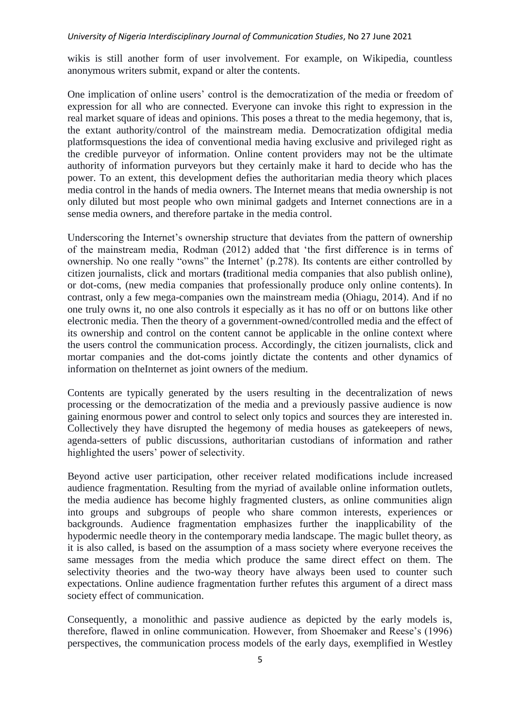wikis is still another form of user involvement. For example, on Wikipedia, countless anonymous writers submit, expand or alter the contents.

One implication of online users' control is the democratization of the media or freedom of expression for all who are connected. Everyone can invoke this right to expression in the real market square of ideas and opinions. This poses a threat to the media hegemony, that is, the extant authority/control of the mainstream media. Democratization ofdigital media platformsquestions the idea of conventional media having exclusive and privileged right as the credible purveyor of information. Online content providers may not be the ultimate authority of information purveyors but they certainly make it hard to decide who has the power. To an extent, this development defies the authoritarian media theory which places media control in the hands of media owners. The Internet means that media ownership is not only diluted but most people who own minimal gadgets and Internet connections are in a sense media owners, and therefore partake in the media control.

Underscoring the Internet's ownership structure that deviates from the pattern of ownership of the mainstream media, Rodman (2012) added that 'the first difference is in terms of ownership. No one really "owns" the Internet' (p.278). Its contents are either controlled by citizen journalists, click and mortars (traditional media companies that also publish online), or dot-coms, (new media companies that professionally produce only online contents). In contrast, only a few mega-companies own the mainstream media (Ohiagu, 2014). And if no one truly owns it, no one also controls it especially as it has no off or on buttons like other electronic media. Then the theory of a government-owned/controlled media and the effect of its ownership and control on the content cannot be applicable in the online context where the users control the communication process. Accordingly, the citizen journalists, click and mortar companies and the dot-coms jointly dictate the contents and other dynamics of information on theInternet as joint owners of the medium.

Contents are typically generated by the users resulting in the decentralization of news processing or the democratization of the media and a previously passive audience is now gaining enormous power and control to select only topics and sources they are interested in. Collectively they have disrupted the hegemony of media houses as gatekeepers of news, agenda-setters of public discussions, authoritarian custodians of information and rather highlighted the users' power of selectivity.

Beyond active user participation, other receiver related modifications include increased audience fragmentation. Resulting from the myriad of available online information outlets, the media audience has become highly fragmented clusters, as online communities align into groups and subgroups of people who share common interests, experiences or backgrounds. Audience fragmentation emphasizes further the inapplicability of the hypodermic needle theory in the contemporary media landscape. The magic bullet theory, as it is also called, is based on the assumption of a mass society where everyone receives the same messages from the media which produce the same direct effect on them. The selectivity theories and the two-way theory have always been used to counter such expectations. Online audience fragmentation further refutes this argument of a direct mass society effect of communication.

Consequently, a monolithic and passive audience as depicted by the early models is, therefore, flawed in online communication. However, from Shoemaker and Reese's (1996) perspectives, the communication process models of the early days, exemplified in Westley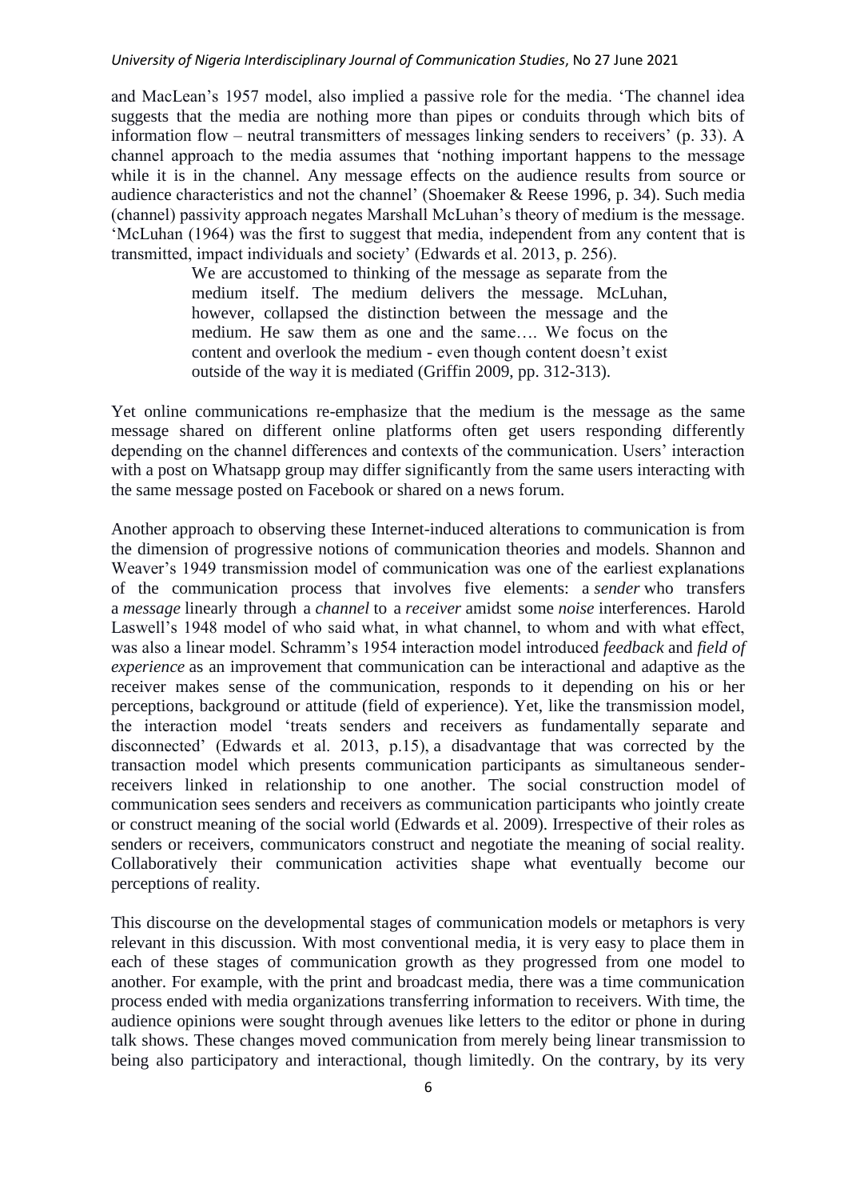and MacLean's 1957 model, also implied a passive role for the media. 'The channel idea suggests that the media are nothing more than pipes or conduits through which bits of information flow – neutral transmitters of messages linking senders to receivers' (p. 33). A channel approach to the media assumes that 'nothing important happens to the message while it is in the channel. Any message effects on the audience results from source or audience characteristics and not the channel' (Shoemaker & Reese 1996, p. 34). Such media (channel) passivity approach negates Marshall McLuhan's theory of medium is the message. 'McLuhan (1964) was the first to suggest that media, independent from any content that is transmitted, impact individuals and society' (Edwards et al. 2013, p. 256).

> We are accustomed to thinking of the message as separate from the medium itself. The medium delivers the message. McLuhan, however, collapsed the distinction between the message and the medium. He saw them as one and the same…. We focus on the content and overlook the medium - even though content doesn't exist outside of the way it is mediated (Griffin 2009, pp. 312-313).

Yet online communications re-emphasize that the medium is the message as the same message shared on different online platforms often get users responding differently depending on the channel differences and contexts of the communication. Users' interaction with a post on Whatsapp group may differ significantly from the same users interacting with the same message posted on Facebook or shared on a news forum.

Another approach to observing these Internet-induced alterations to communication is from the dimension of progressive notions of communication theories and models. Shannon and Weaver's 1949 transmission model of communication was one of the earliest explanations of the communication process that involves five elements: a *sender* who transfers a *message* linearly through a *channel* to a *receiver* amidst some *noise* interferences. Harold Laswell's 1948 model of who said what, in what channel, to whom and with what effect, was also a linear model. Schramm's 1954 interaction model introduced *feedback* and *field of experience* as an improvement that communication can be interactional and adaptive as the receiver makes sense of the communication, responds to it depending on his or her perceptions, background or attitude (field of experience). Yet, like the transmission model, the interaction model 'treats senders and receivers as fundamentally separate and disconnected' (Edwards et al. 2013, p.15), a disadvantage that was corrected by the transaction model which presents communication participants as simultaneous sender-receivers linked in relationship to one another. The social construction model of communication sees senders and receivers as communication participants who jointly create or construct meaning of the social world (Edwards et al. 2009). Irrespective of their roles as senders or receivers, communicators construct and negotiate the meaning of social reality. Collaboratively their communication activities shape what eventually become our perceptions of reality.

This discourse on the developmental stages of communication models or metaphors is very relevant in this discussion. With most conventional media, it is very easy to place them in each of these stages of communication growth as they progressed from one model to another. For example, with the print and broadcast media, there was a time communication process ended with media organizations transferring information to receivers. With time, the audience opinions were sought through avenues like letters to the editor or phone in during talk shows. These changes moved communication from merely being linear transmission to being also participatory and interactional, though limitedly. On the contrary, by its very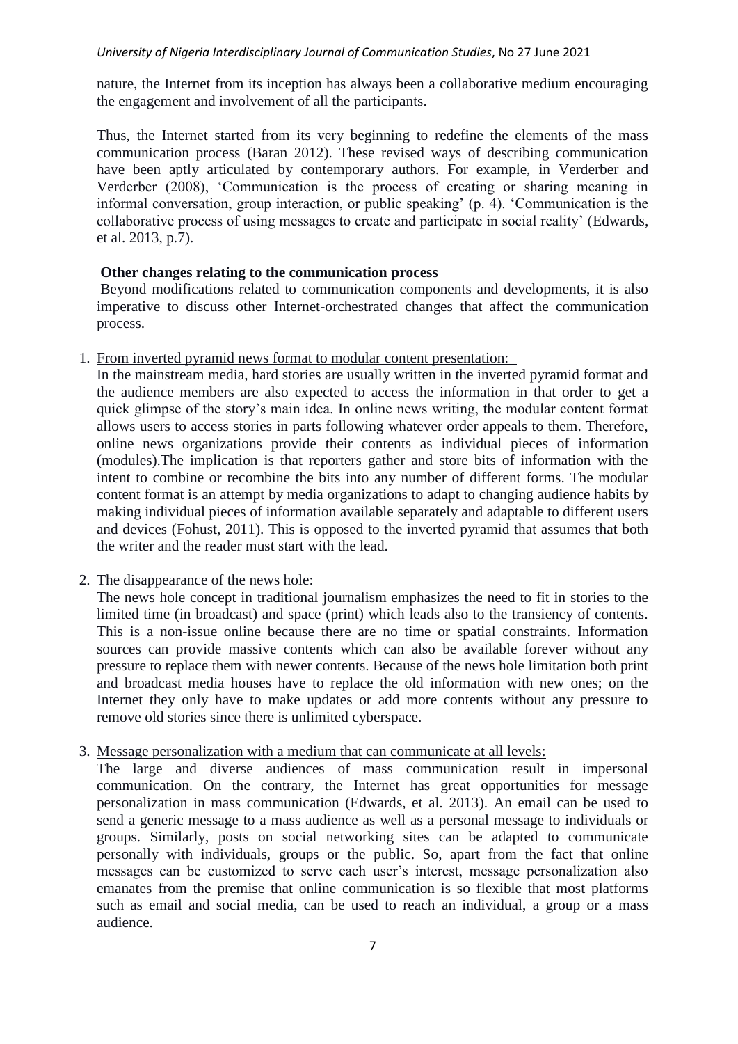nature, the Internet from its inception has always been a collaborative medium encouraging the engagement and involvement of all the participants.

Thus, the Internet started from its very beginning to redefine the elements of the mass communication process (Baran 2012). These revised ways of describing communication have been aptly articulated by contemporary authors. For example, in Verderber and Verderber (2008), 'Communication is the process of creating or sharing meaning in informal conversation, group interaction, or public speaking' (p. 4). 'Communication is the collaborative process of using messages to create and participate in social reality' (Edwards, et al. 2013, p.7).

### Other changes relating to the communication process

Beyond modifications related to communication components and developments, it is also imperative to discuss other Internet-orchestrated changes that affect the communication process.

1. From inverted pyramid news format to modular content presentation:
   In the mainstream media, hard stories are usually written in the inverted pyramid format and the audience members are also expected to access the information in that order to get a quick glimpse of the story's main idea. In online news writing, the modular content format allows users to access stories in parts following whatever order appeals to them. Therefore, online news organizations provide their contents as individual pieces of information (modules).The implication is that reporters gather and store bits of information with the intent to combine or recombine the bits into any number of different forms. The modular content format is an attempt by media organizations to adapt to changing audience habits by making individual pieces of information available separately and adaptable to different users and devices (Fohust, 2011). This is opposed to the inverted pyramid that assumes that both the writer and the reader must start with the lead.

2. The disappearance of the news hole:
   The news hole concept in traditional journalism emphasizes the need to fit in stories to the limited time (in broadcast) and space (print) which leads also to the transiency of contents. This is a non-issue online because there are no time or spatial constraints. Information sources can provide massive contents which can also be available forever without any pressure to replace them with newer contents. Because of the news hole limitation both print and broadcast media houses have to replace the old information with new ones; on the Internet they only have to make updates or add more contents without any pressure to remove old stories since there is unlimited cyberspace.

3. Message personalization with a medium that can communicate at all levels:
   The large and diverse audiences of mass communication result in impersonal communication. On the contrary, the Internet has great opportunities for message personalization in mass communication (Edwards, et al. 2013). An email can be used to send a generic message to a mass audience as well as a personal message to individuals or groups. Similarly, posts on social networking sites can be adapted to communicate personally with individuals, groups or the public. So, apart from the fact that online messages can be customized to serve each user's interest, message personalization also emanates from the premise that online communication is so flexible that most platforms such as email and social media, can be used to reach an individual, a group or a mass audience.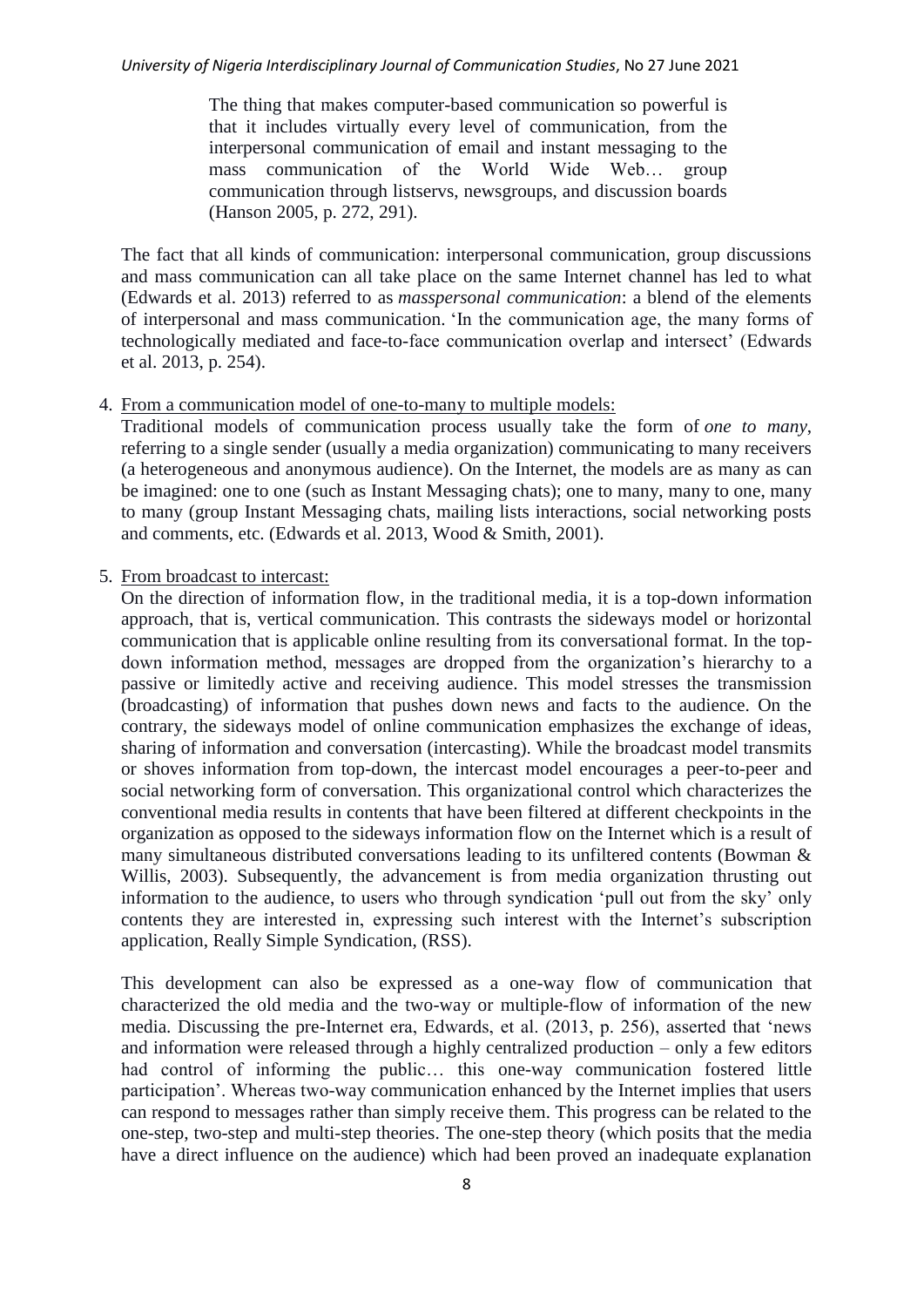> The thing that makes computer-based communication so powerful is that it includes virtually every level of communication, from the interpersonal communication of email and instant messaging to the mass communication of the World Wide Web… group communication through listservs, newsgroups, and discussion boards (Hanson 2005, p. 272, 291).

The fact that all kinds of communication: interpersonal communication, group discussions and mass communication can all take place on the same Internet channel has led to what (Edwards et al. 2013) referred to as *masspersonal communication*: a blend of the elements of interpersonal and mass communication. 'In the communication age, the many forms of technologically mediated and face-to-face communication overlap and intersect' (Edwards et al. 2013, p. 254).

4. <u>From a communication model of one-to-many to multiple models:</u>
   Traditional models of communication process usually take the form of *one to many*, referring to a single sender (usually a media organization) communicating to many receivers (a heterogeneous and anonymous audience). On the Internet, the models are as many as can be imagined: one to one (such as Instant Messaging chats); one to many, many to one, many to many (group Instant Messaging chats, mailing lists interactions, social networking posts and comments, etc. (Edwards et al. 2013, Wood & Smith, 2001).

5. <u>From broadcast to intercast:</u>
   On the direction of information flow, in the traditional media, it is a top-down information approach, that is, vertical communication. This contrasts the sideways model or horizontal communication that is applicable online resulting from its conversational format. In the top-down information method, messages are dropped from the organization's hierarchy to a passive or limitedly active and receiving audience. This model stresses the transmission (broadcasting) of information that pushes down news and facts to the audience. On the contrary, the sideways model of online communication emphasizes the exchange of ideas, sharing of information and conversation (intercasting). While the broadcast model transmits or shoves information from top-down, the intercast model encourages a peer-to-peer and social networking form of conversation. This organizational control which characterizes the conventional media results in contents that have been filtered at different checkpoints in the organization as opposed to the sideways information flow on the Internet which is a result of many simultaneous distributed conversations leading to its unfiltered contents (Bowman & Willis, 2003). Subsequently, the advancement is from media organization thrusting out information to the audience, to users who through syndication 'pull out from the sky' only contents they are interested in, expressing such interest with the Internet's subscription application, Really Simple Syndication, (RSS).

   This development can also be expressed as a one-way flow of communication that characterized the old media and the two-way or multiple-flow of information of the new media. Discussing the pre-Internet era, Edwards, et al. (2013, p. 256), asserted that 'news and information were released through a highly centralized production – only a few editors had control of informing the public… this one-way communication fostered little participation'. Whereas two-way communication enhanced by the Internet implies that users can respond to messages rather than simply receive them. This progress can be related to the one-step, two-step and multi-step theories. The one-step theory (which posits that the media have a direct influence on the audience) which had been proved an inadequate explanation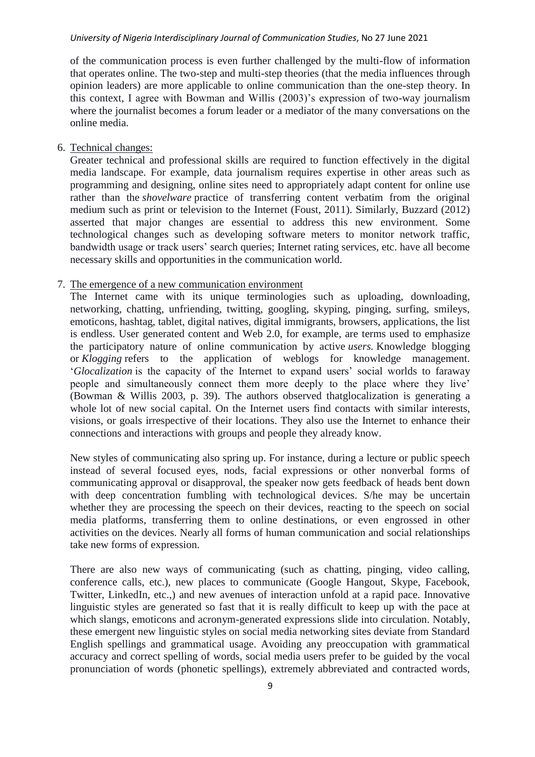of the communication process is even further challenged by the multi-flow of information that operates online. The two-step and multi-step theories (that the media influences through opinion leaders) are more applicable to online communication than the one-step theory. In this context, I agree with Bowman and Willis (2003)'s expression of two-way journalism where the journalist becomes a forum leader or a mediator of the many conversations on the online media.

6. Technical changes:

   Greater technical and professional skills are required to function effectively in the digital media landscape. For example, data journalism requires expertise in other areas such as programming and designing, online sites need to appropriately adapt content for online use rather than the *shovelware* practice of transferring content verbatim from the original medium such as print or television to the Internet (Foust, 2011). Similarly, Buzzard (2012) asserted that major changes are essential to address this new environment. Some technological changes such as developing software meters to monitor network traffic, bandwidth usage or track users' search queries; Internet rating services, etc. have all become necessary skills and opportunities in the communication world.

7. The emergence of a new communication environment

   The Internet came with its unique terminologies such as uploading, downloading, networking, chatting, unfriending, twitting, googling, skyping, pinging, surfing, smileys, emoticons, hashtag, tablet, digital natives, digital immigrants, browsers, applications, the list is endless. User generated content and Web 2.0, for example, are terms used to emphasize the participatory nature of online communication by active *users.* Knowledge blogging or *Klogging* refers to the application of weblogs for knowledge management. '*Glocalization* is the capacity of the Internet to expand users' social worlds to faraway people and simultaneously connect them more deeply to the place where they live' (Bowman & Willis 2003, p. 39). The authors observed thatglocalization is generating a whole lot of new social capital. On the Internet users find contacts with similar interests, visions, or goals irrespective of their locations. They also use the Internet to enhance their connections and interactions with groups and people they already know.

   New styles of communicating also spring up. For instance, during a lecture or public speech instead of several focused eyes, nods, facial expressions or other nonverbal forms of communicating approval or disapproval, the speaker now gets feedback of heads bent down with deep concentration fumbling with technological devices. S/he may be uncertain whether they are processing the speech on their devices, reacting to the speech on social media platforms, transferring them to online destinations, or even engrossed in other activities on the devices. Nearly all forms of human communication and social relationships take new forms of expression.

   There are also new ways of communicating (such as chatting, pinging, video calling, conference calls, etc.), new places to communicate (Google Hangout, Skype, Facebook, Twitter, LinkedIn, etc.,) and new avenues of interaction unfold at a rapid pace. Innovative linguistic styles are generated so fast that it is really difficult to keep up with the pace at which slangs, emoticons and acronym-generated expressions slide into circulation. Notably, these emergent new linguistic styles on social media networking sites deviate from Standard English spellings and grammatical usage. Avoiding any preoccupation with grammatical accuracy and correct spelling of words, social media users prefer to be guided by the vocal pronunciation of words (phonetic spellings), extremely abbreviated and contracted words,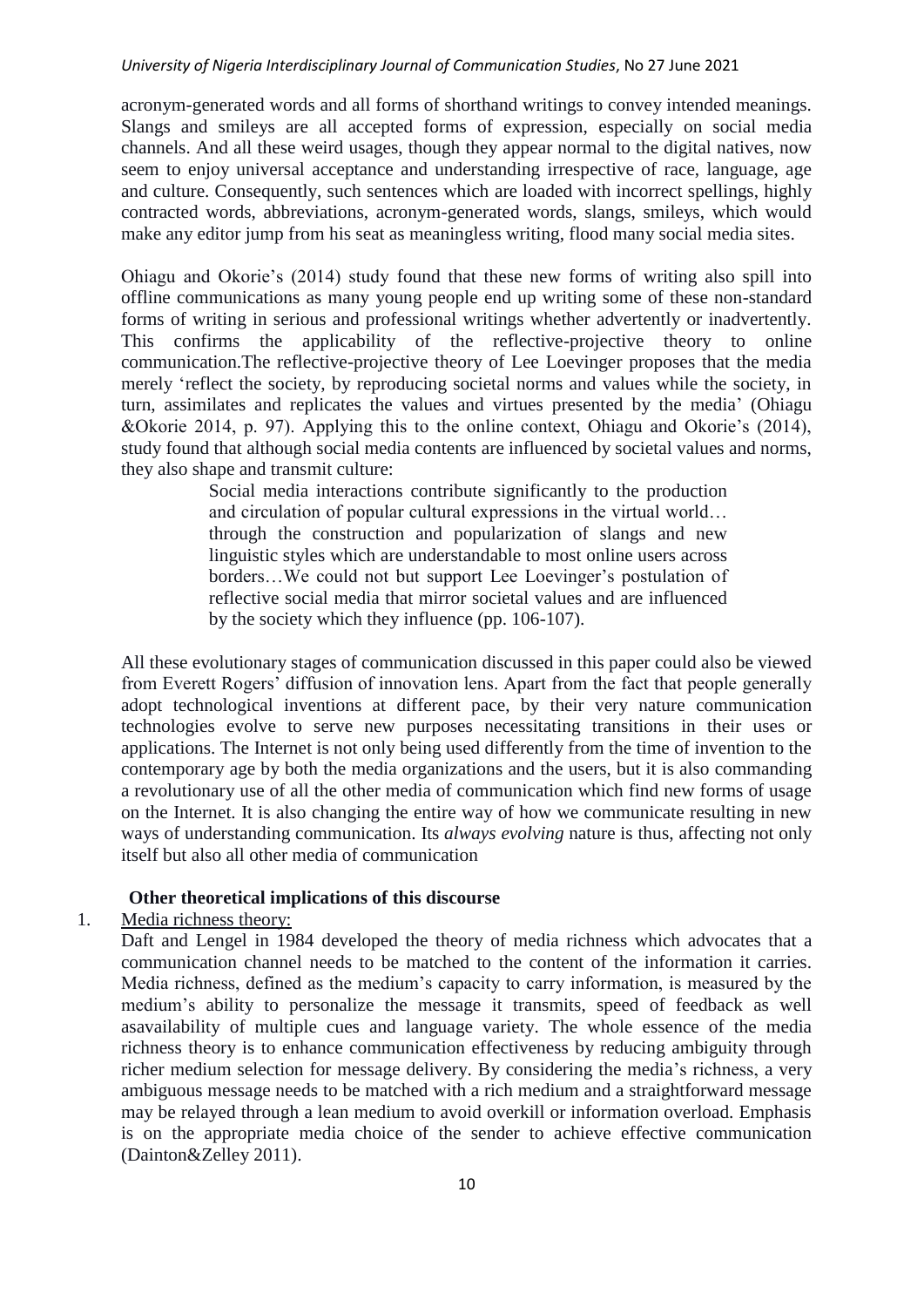acronym-generated words and all forms of shorthand writings to convey intended meanings. Slangs and smileys are all accepted forms of expression, especially on social media channels. And all these weird usages, though they appear normal to the digital natives, now seem to enjoy universal acceptance and understanding irrespective of race, language, age and culture. Consequently, such sentences which are loaded with incorrect spellings, highly contracted words, abbreviations, acronym-generated words, slangs, smileys, which would make any editor jump from his seat as meaningless writing, flood many social media sites.

Ohiagu and Okorie's (2014) study found that these new forms of writing also spill into offline communications as many young people end up writing some of these non-standard forms of writing in serious and professional writings whether advertently or inadvertently. This confirms the applicability of the reflective-projective theory to online communication.The reflective-projective theory of Lee Loevinger proposes that the media merely 'reflect the society, by reproducing societal norms and values while the society, in turn, assimilates and replicates the values and virtues presented by the media' (Ohiagu &Okorie 2014, p. 97). Applying this to the online context, Ohiagu and Okorie's (2014), study found that although social media contents are influenced by societal values and norms, they also shape and transmit culture:

> Social media interactions contribute significantly to the production and circulation of popular cultural expressions in the virtual world… through the construction and popularization of slangs and new linguistic styles which are understandable to most online users across borders…We could not but support Lee Loevinger's postulation of reflective social media that mirror societal values and are influenced by the society which they influence (pp. 106-107).

All these evolutionary stages of communication discussed in this paper could also be viewed from Everett Rogers' diffusion of innovation lens. Apart from the fact that people generally adopt technological inventions at different pace, by their very nature communication technologies evolve to serve new purposes necessitating transitions in their uses or applications. The Internet is not only being used differently from the time of invention to the contemporary age by both the media organizations and the users, but it is also commanding a revolutionary use of all the other media of communication which find new forms of usage on the Internet. It is also changing the entire way of how we communicate resulting in new ways of understanding communication. Its *always evolving* nature is thus, affecting not only itself but also all other media of communication

**Other theoretical implications of this discourse**

1. Media richness theory:

   Daft and Lengel in 1984 developed the theory of media richness which advocates that a communication channel needs to be matched to the content of the information it carries. Media richness, defined as the medium's capacity to carry information, is measured by the medium's ability to personalize the message it transmits, speed of feedback as well asavailability of multiple cues and language variety. The whole essence of the media richness theory is to enhance communication effectiveness by reducing ambiguity through richer medium selection for message delivery. By considering the media's richness, a very ambiguous message needs to be matched with a rich medium and a straightforward message may be relayed through a lean medium to avoid overkill or information overload. Emphasis is on the appropriate media choice of the sender to achieve effective communication (Dainton&Zelley 2011).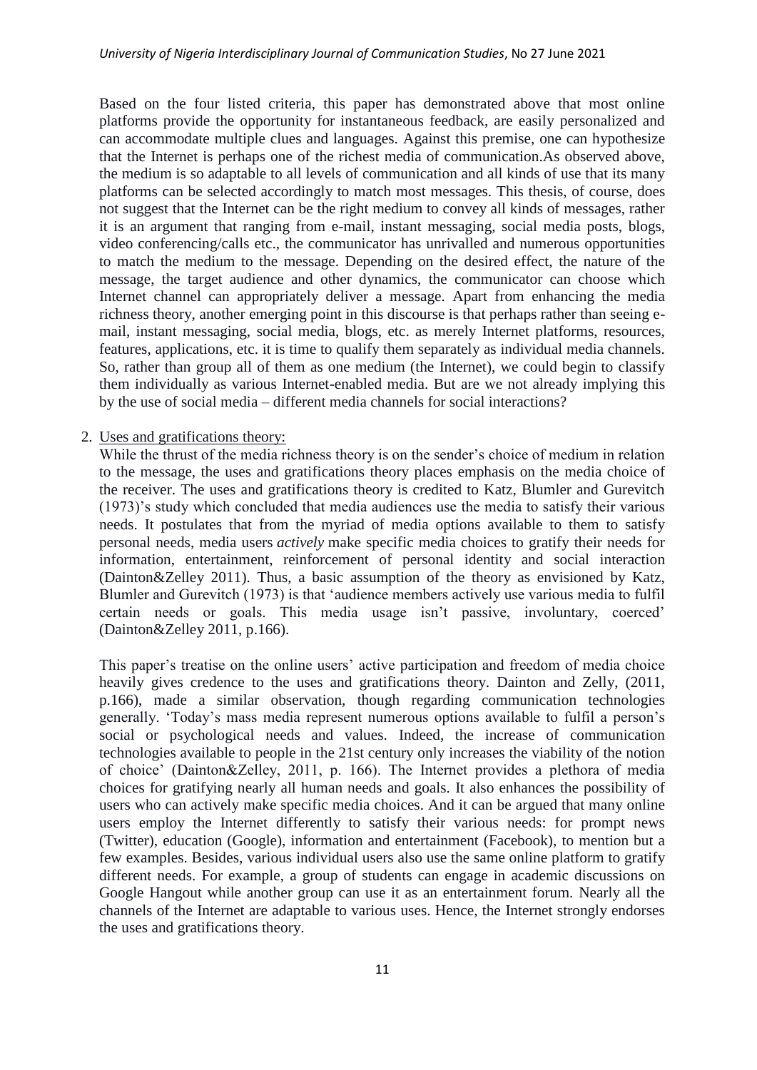Based on the four listed criteria, this paper has demonstrated above that most online platforms provide the opportunity for instantaneous feedback, are easily personalized and can accommodate multiple clues and languages. Against this premise, one can hypothesize that the Internet is perhaps one of the richest media of communication.As observed above, the medium is so adaptable to all levels of communication and all kinds of use that its many platforms can be selected accordingly to match most messages. This thesis, of course, does not suggest that the Internet can be the right medium to convey all kinds of messages, rather it is an argument that ranging from e-mail, instant messaging, social media posts, blogs, video conferencing/calls etc., the communicator has unrivalled and numerous opportunities to match the medium to the message. Depending on the desired effect, the nature of the message, the target audience and other dynamics, the communicator can choose which Internet channel can appropriately deliver a message. Apart from enhancing the media richness theory, another emerging point in this discourse is that perhaps rather than seeing e-mail, instant messaging, social media, blogs, etc. as merely Internet platforms, resources, features, applications, etc. it is time to qualify them separately as individual media channels. So, rather than group all of them as one medium (the Internet), we could begin to classify them individually as various Internet-enabled media. But are we not already implying this by the use of social media – different media channels for social interactions?

2. Uses and gratifications theory:

While the thrust of the media richness theory is on the sender's choice of medium in relation to the message, the uses and gratifications theory places emphasis on the media choice of the receiver. The uses and gratifications theory is credited to Katz, Blumler and Gurevitch (1973)'s study which concluded that media audiences use the media to satisfy their various needs. It postulates that from the myriad of media options available to them to satisfy personal needs, media users *actively* make specific media choices to gratify their needs for information, entertainment, reinforcement of personal identity and social interaction (Dainton&Zelley 2011). Thus, a basic assumption of the theory as envisioned by Katz, Blumler and Gurevitch (1973) is that 'audience members actively use various media to fulfil certain needs or goals. This media usage isn't passive, involuntary, coerced' (Dainton&Zelley 2011, p.166).

This paper's treatise on the online users' active participation and freedom of media choice heavily gives credence to the uses and gratifications theory. Dainton and Zelly, (2011, p.166), made a similar observation, though regarding communication technologies generally. 'Today's mass media represent numerous options available to fulfil a person's social or psychological needs and values. Indeed, the increase of communication technologies available to people in the 21st century only increases the viability of the notion of choice' (Dainton&Zelley, 2011, p. 166). The Internet provides a plethora of media choices for gratifying nearly all human needs and goals. It also enhances the possibility of users who can actively make specific media choices. And it can be argued that many online users employ the Internet differently to satisfy their various needs: for prompt news (Twitter), education (Google), information and entertainment (Facebook), to mention but a few examples. Besides, various individual users also use the same online platform to gratify different needs. For example, a group of students can engage in academic discussions on Google Hangout while another group can use it as an entertainment forum. Nearly all the channels of the Internet are adaptable to various uses. Hence, the Internet strongly endorses the uses and gratifications theory.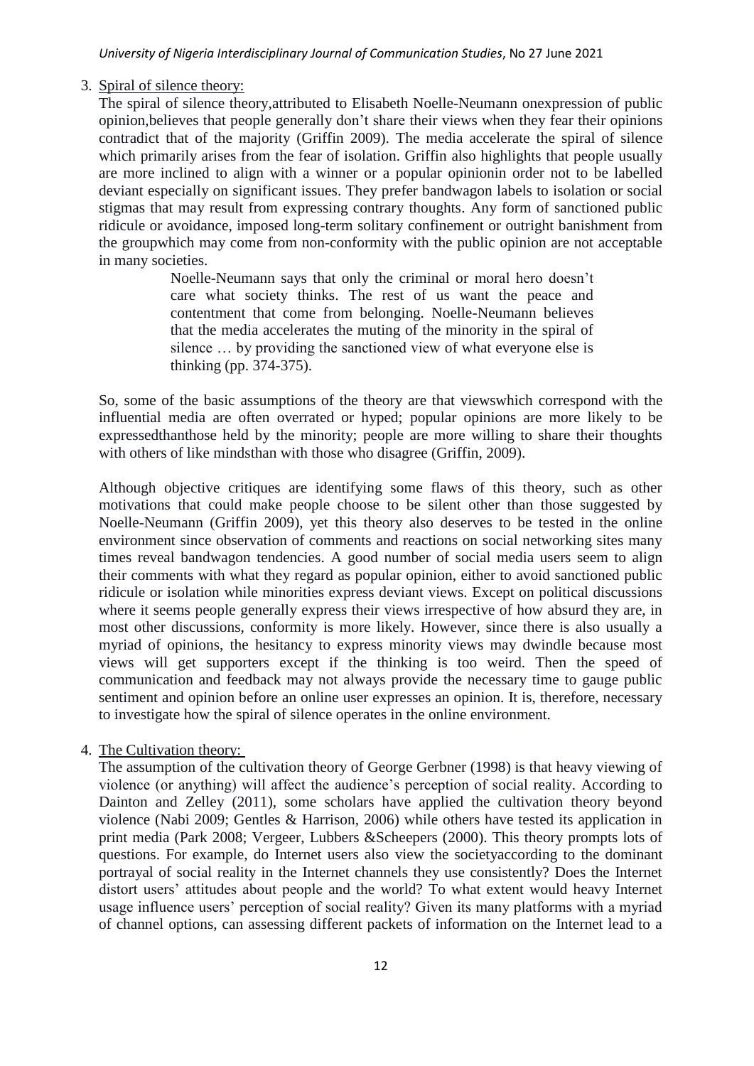3. Spiral of silence theory:

The spiral of silence theory,attributed to Elisabeth Noelle-Neumann onexpression of public opinion,believes that people generally don't share their views when they fear their opinions contradict that of the majority (Griffin 2009). The media accelerate the spiral of silence which primarily arises from the fear of isolation. Griffin also highlights that people usually are more inclined to align with a winner or a popular opinionin order not to be labelled deviant especially on significant issues. They prefer bandwagon labels to isolation or social stigmas that may result from expressing contrary thoughts. Any form of sanctioned public ridicule or avoidance, imposed long-term solitary confinement or outright banishment from the groupwhich may come from non-conformity with the public opinion are not acceptable in many societies.

> Noelle-Neumann says that only the criminal or moral hero doesn't care what society thinks. The rest of us want the peace and contentment that come from belonging. Noelle-Neumann believes that the media accelerates the muting of the minority in the spiral of silence … by providing the sanctioned view of what everyone else is thinking (pp. 374-375).

So, some of the basic assumptions of the theory are that viewswhich correspond with the influential media are often overrated or hyped; popular opinions are more likely to be expressedthanthose held by the minority; people are more willing to share their thoughts with others of like mindsthan with those who disagree (Griffin, 2009).

Although objective critiques are identifying some flaws of this theory, such as other motivations that could make people choose to be silent other than those suggested by Noelle-Neumann (Griffin 2009), yet this theory also deserves to be tested in the online environment since observation of comments and reactions on social networking sites many times reveal bandwagon tendencies. A good number of social media users seem to align their comments with what they regard as popular opinion, either to avoid sanctioned public ridicule or isolation while minorities express deviant views. Except on political discussions where it seems people generally express their views irrespective of how absurd they are, in most other discussions, conformity is more likely. However, since there is also usually a myriad of opinions, the hesitancy to express minority views may dwindle because most views will get supporters except if the thinking is too weird. Then the speed of communication and feedback may not always provide the necessary time to gauge public sentiment and opinion before an online user expresses an opinion. It is, therefore, necessary to investigate how the spiral of silence operates in the online environment.

4. The Cultivation theory:

The assumption of the cultivation theory of George Gerbner (1998) is that heavy viewing of violence (or anything) will affect the audience's perception of social reality. According to Dainton and Zelley (2011), some scholars have applied the cultivation theory beyond violence (Nabi 2009; Gentles & Harrison, 2006) while others have tested its application in print media (Park 2008; Vergeer, Lubbers &Scheepers (2000). This theory prompts lots of questions. For example, do Internet users also view the societyaccording to the dominant portrayal of social reality in the Internet channels they use consistently? Does the Internet distort users' attitudes about people and the world? To what extent would heavy Internet usage influence users' perception of social reality? Given its many platforms with a myriad of channel options, can assessing different packets of information on the Internet lead to a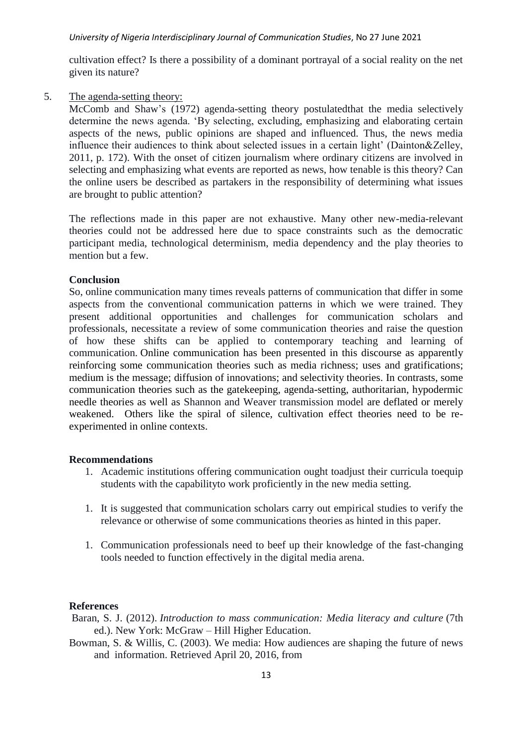cultivation effect? Is there a possibility of a dominant portrayal of a social reality on the net given its nature?

5. The agenda-setting theory:

   McComb and Shaw's (1972) agenda-setting theory postulatedthat the media selectively determine the news agenda. 'By selecting, excluding, emphasizing and elaborating certain aspects of the news, public opinions are shaped and influenced. Thus, the news media influence their audiences to think about selected issues in a certain light' (Dainton&Zelley, 2011, p. 172). With the onset of citizen journalism where ordinary citizens are involved in selecting and emphasizing what events are reported as news, how tenable is this theory? Can the online users be described as partakers in the responsibility of determining what issues are brought to public attention?

   The reflections made in this paper are not exhaustive. Many other new-media-relevant theories could not be addressed here due to space constraints such as the democratic participant media, technological determinism, media dependency and the play theories to mention but a few.

## Conclusion

So, online communication many times reveals patterns of communication that differ in some aspects from the conventional communication patterns in which we were trained. They present additional opportunities and challenges for communication scholars and professionals, necessitate a review of some communication theories and raise the question of how these shifts can be applied to contemporary teaching and learning of communication. Online communication has been presented in this discourse as apparently reinforcing some communication theories such as media richness; uses and gratifications; medium is the message; diffusion of innovations; and selectivity theories. In contrasts, some communication theories such as the gatekeeping, agenda-setting, authoritarian, hypodermic needle theories as well as Shannon and Weaver transmission model are deflated or merely weakened. Others like the spiral of silence, cultivation effect theories need to be re-experimented in online contexts.

## Recommendations

1. Academic institutions offering communication ought toadjust their curricula toequip students with the capabilityto work proficiently in the new media setting.

1. It is suggested that communication scholars carry out empirical studies to verify the relevance or otherwise of some communications theories as hinted in this paper.

1. Communication professionals need to beef up their knowledge of the fast-changing tools needed to function effectively in the digital media arena.

## References

Baran, S. J. (2012). *Introduction to mass communication: Media literacy and culture* (7th ed.). New York: McGraw – Hill Higher Education.

Bowman, S. & Willis, C. (2003). We media: How audiences are shaping the future of news and information. Retrieved April 20, 2016, from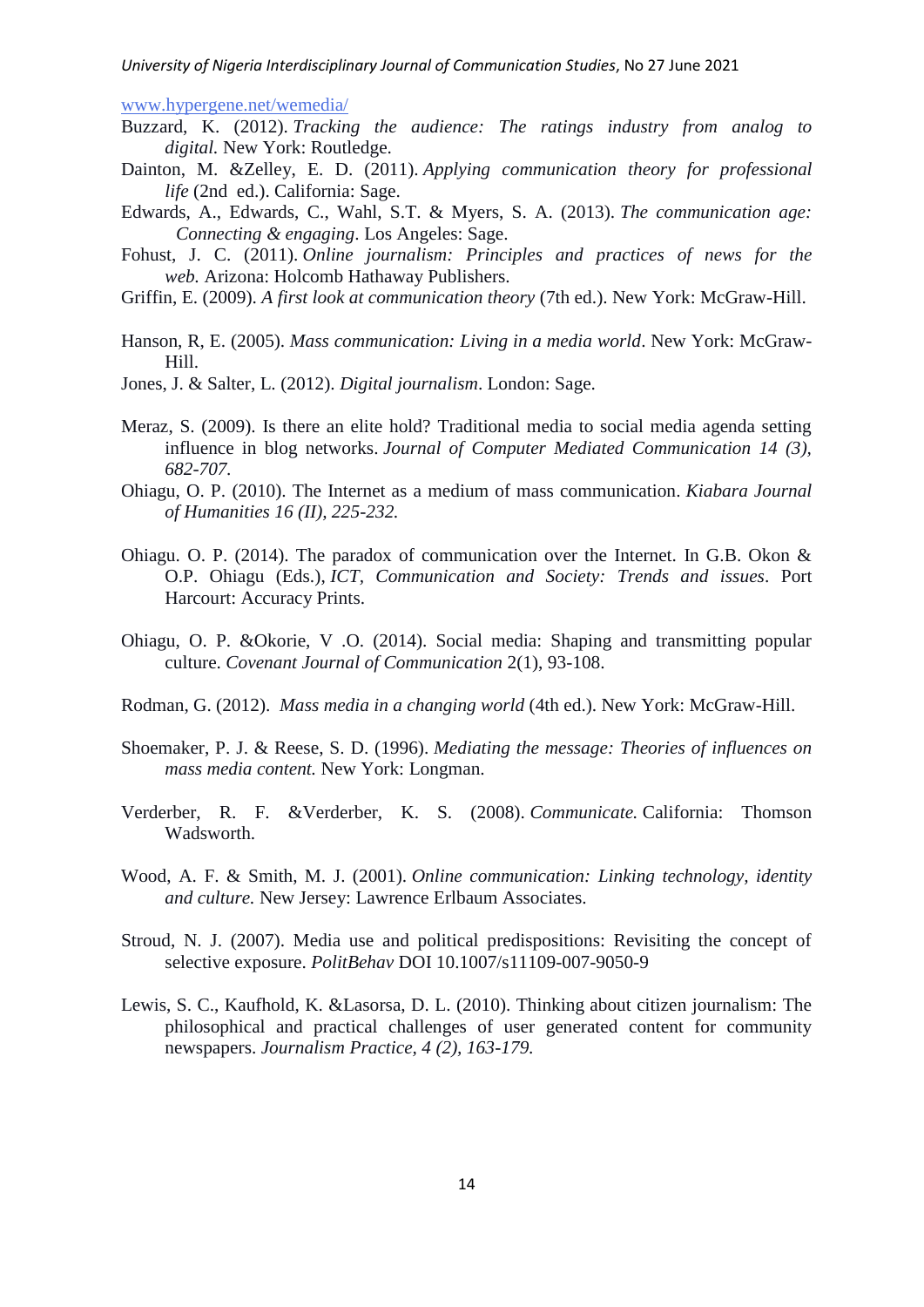www.hypergene.net/wemedia/

Buzzard, K. (2012). *Tracking the audience: The ratings industry from analog to digital.* New York: Routledge.

Dainton, M. &Zelley, E. D. (2011). *Applying communication theory for professional life* (2nd ed.). California: Sage.

Edwards, A., Edwards, C., Wahl, S.T. & Myers, S. A. (2013). *The communication age: Connecting & engaging*. Los Angeles: Sage.

Fohust, J. C. (2011). *Online journalism: Principles and practices of news for the web.* Arizona: Holcomb Hathaway Publishers.

Griffin, E. (2009). *A first look at communication theory* (7th ed.). New York: McGraw-Hill.

Hanson, R, E. (2005). *Mass communication: Living in a media world*. New York: McGraw-Hill.

Jones, J. & Salter, L. (2012). *Digital journalism*. London: Sage.

Meraz, S. (2009). Is there an elite hold? Traditional media to social media agenda setting influence in blog networks. *Journal of Computer Mediated Communication 14 (3), 682-707.*

Ohiagu, O. P. (2010). The Internet as a medium of mass communication. *Kiabara Journal of Humanities 16 (II), 225-232.*

Ohiagu. O. P. (2014). The paradox of communication over the Internet. In G.B. Okon & O.P. Ohiagu (Eds.), *ICT, Communication and Society: Trends and issues*. Port Harcourt: Accuracy Prints.

Ohiagu, O. P. &Okorie, V .O. (2014). Social media: Shaping and transmitting popular culture. *Covenant Journal of Communication* 2(1), 93-108.

Rodman, G. (2012). *Mass media in a changing world* (4th ed.). New York: McGraw-Hill.

Shoemaker, P. J. & Reese, S. D. (1996). *Mediating the message: Theories of influences on mass media content.* New York: Longman.

Verderber, R. F. &Verderber, K. S. (2008). *Communicate.* California: Thomson Wadsworth.

Wood, A. F. & Smith, M. J. (2001). *Online communication: Linking technology, identity and culture.* New Jersey: Lawrence Erlbaum Associates.

Stroud, N. J. (2007). Media use and political predispositions: Revisiting the concept of selective exposure. *PolitBehav* DOI 10.1007/s11109-007-9050-9

Lewis, S. C., Kaufhold, K. &Lasorsa, D. L. (2010). Thinking about citizen journalism: The philosophical and practical challenges of user generated content for community newspapers. *Journalism Practice, 4 (2), 163-179.*